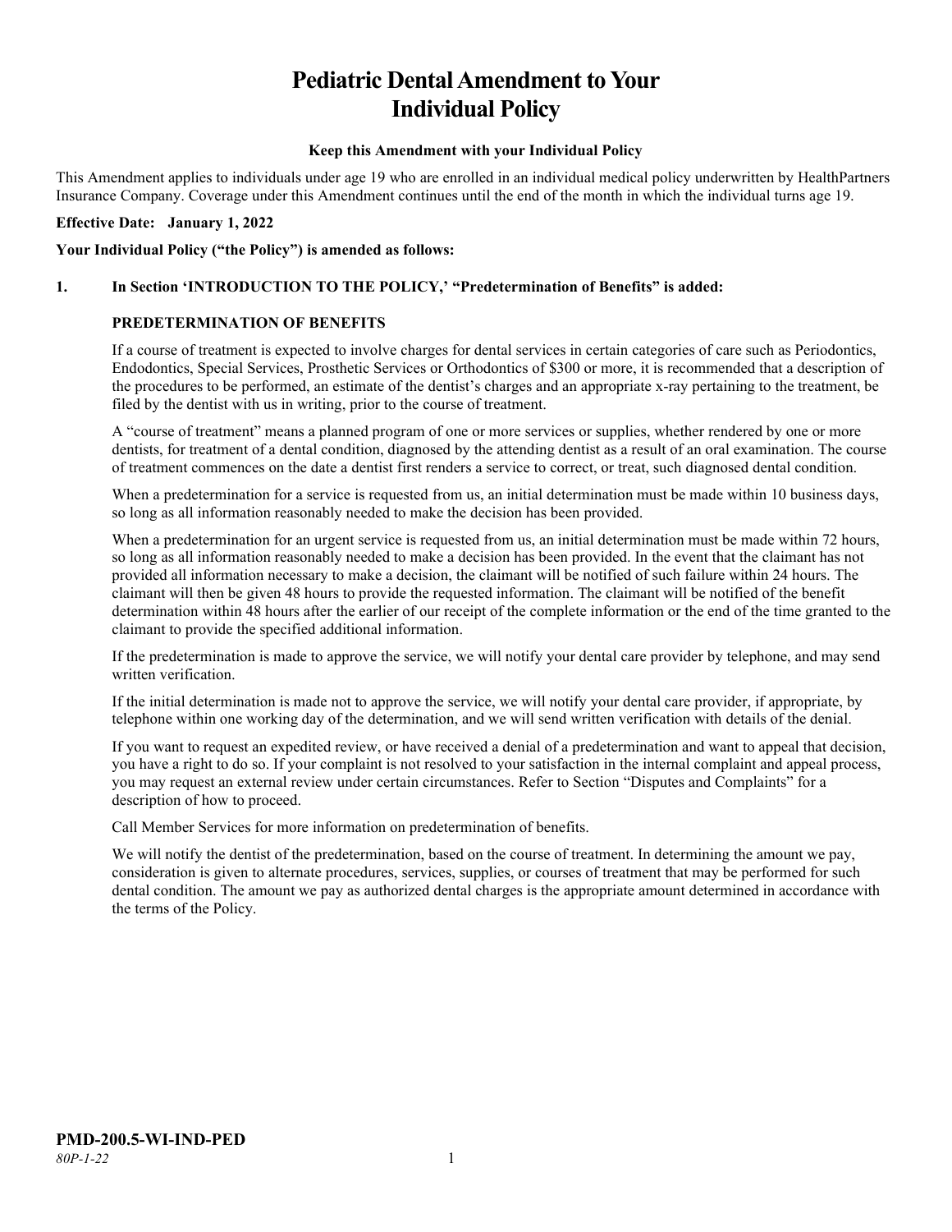# Pediatric Dental Amendment to Your Individual Policy

**Keep this Amendment with your Individual Policy**

This Amendment applies to individuals under age 19 who are enrolled in an individual medical policy underwritten by HealthPartners Insurance Company. Coverage under this Amendment continues until the end of the month in which the individual turns age 19.

**Effective Date: January 1, 2022**

**Your Individual Policy ("the Policy") is amended as follows:**

**1. In Section 'INTRODUCTION TO THE POLICY,' "Predetermination of Benefits" is added:**

**PREDETERMINATION OF BENEFITS**

If a course of treatment is expected to involve charges for dental services in certain categories of care such as Periodontics, Endodontics, Special Services, Prosthetic Services or Orthodontics of $300 or more, it is recommended that a description of the procedures to be performed, an estimate of the dentist's charges and an appropriate x-ray pertaining to the treatment, be filed by the dentist with us in writing, prior to the course of treatment.

A "course of treatment" means a planned program of one or more services or supplies, whether rendered by one or more dentists, for treatment of a dental condition, diagnosed by the attending dentist as a result of an oral examination. The course of treatment commences on the date a dentist first renders a service to correct, or treat, such diagnosed dental condition.

When a predetermination for a service is requested from us, an initial determination must be made within 10 business days, so long as all information reasonably needed to make the decision has been provided.

When a predetermination for an urgent service is requested from us, an initial determination must be made within 72 hours, so long as all information reasonably needed to make a decision has been provided. In the event that the claimant has not provided all information necessary to make a decision, the claimant will be notified of such failure within 24 hours. The claimant will then be given 48 hours to provide the requested information. The claimant will be notified of the benefit determination within 48 hours after the earlier of our receipt of the complete information or the end of the time granted to the claimant to provide the specified additional information.

If the predetermination is made to approve the service, we will notify your dental care provider by telephone, and may send written verification.

If the initial determination is made not to approve the service, we will notify your dental care provider, if appropriate, by telephone within one working day of the determination, and we will send written verification with details of the denial.

If you want to request an expedited review, or have received a denial of a predetermination and want to appeal that decision, you have a right to do so. If your complaint is not resolved to your satisfaction in the internal complaint and appeal process, you may request an external review under certain circumstances. Refer to Section "Disputes and Complaints" for a description of how to proceed.

Call Member Services for more information on predetermination of benefits.

We will notify the dentist of the predetermination, based on the course of treatment. In determining the amount we pay, consideration is given to alternate procedures, services, supplies, or courses of treatment that may be performed for such dental condition. The amount we pay as authorized dental charges is the appropriate amount determined in accordance with the terms of the Policy.

**PMD-200.5-WI-IND-PED**
*80P-1-22*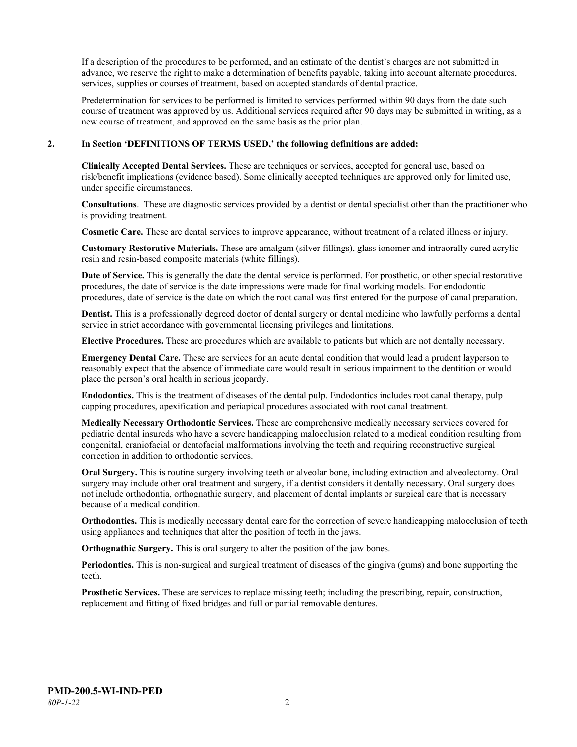If a description of the procedures to be performed, and an estimate of the dentist's charges are not submitted in advance, we reserve the right to make a determination of benefits payable, taking into account alternate procedures, services, supplies or courses of treatment, based on accepted standards of dental practice.

Predetermination for services to be performed is limited to services performed within 90 days from the date such course of treatment was approved by us. Additional services required after 90 days may be submitted in writing, as a new course of treatment, and approved on the same basis as the prior plan.

**2. In Section 'DEFINITIONS OF TERMS USED,' the following definitions are added:**

**Clinically Accepted Dental Services.** These are techniques or services, accepted for general use, based on risk/benefit implications (evidence based). Some clinically accepted techniques are approved only for limited use, under specific circumstances.

**Consultations**. These are diagnostic services provided by a dentist or dental specialist other than the practitioner who is providing treatment.

**Cosmetic Care.** These are dental services to improve appearance, without treatment of a related illness or injury.

**Customary Restorative Materials.** These are amalgam (silver fillings), glass ionomer and intraorally cured acrylic resin and resin-based composite materials (white fillings).

**Date of Service.** This is generally the date the dental service is performed. For prosthetic, or other special restorative procedures, the date of service is the date impressions were made for final working models. For endodontic procedures, date of service is the date on which the root canal was first entered for the purpose of canal preparation.

**Dentist.** This is a professionally degreed doctor of dental surgery or dental medicine who lawfully performs a dental service in strict accordance with governmental licensing privileges and limitations.

**Elective Procedures.** These are procedures which are available to patients but which are not dentally necessary.

**Emergency Dental Care.** These are services for an acute dental condition that would lead a prudent layperson to reasonably expect that the absence of immediate care would result in serious impairment to the dentition or would place the person's oral health in serious jeopardy.

**Endodontics.** This is the treatment of diseases of the dental pulp. Endodontics includes root canal therapy, pulp capping procedures, apexification and periapical procedures associated with root canal treatment.

**Medically Necessary Orthodontic Services.** These are comprehensive medically necessary services covered for pediatric dental insureds who have a severe handicapping malocclusion related to a medical condition resulting from congenital, craniofacial or dentofacial malformations involving the teeth and requiring reconstructive surgical correction in addition to orthodontic services.

**Oral Surgery.** This is routine surgery involving teeth or alveolar bone, including extraction and alveolectomy. Oral surgery may include other oral treatment and surgery, if a dentist considers it dentally necessary. Oral surgery does not include orthodontia, orthognathic surgery, and placement of dental implants or surgical care that is necessary because of a medical condition.

**Orthodontics.** This is medically necessary dental care for the correction of severe handicapping malocclusion of teeth using appliances and techniques that alter the position of teeth in the jaws.

**Orthognathic Surgery.** This is oral surgery to alter the position of the jaw bones.

**Periodontics.** This is non-surgical and surgical treatment of diseases of the gingiva (gums) and bone supporting the teeth.

**Prosthetic Services.** These are services to replace missing teeth; including the prescribing, repair, construction, replacement and fitting of fixed bridges and full or partial removable dentures.

**PMD-200.5-WI-IND-PED**
*80P-1-22*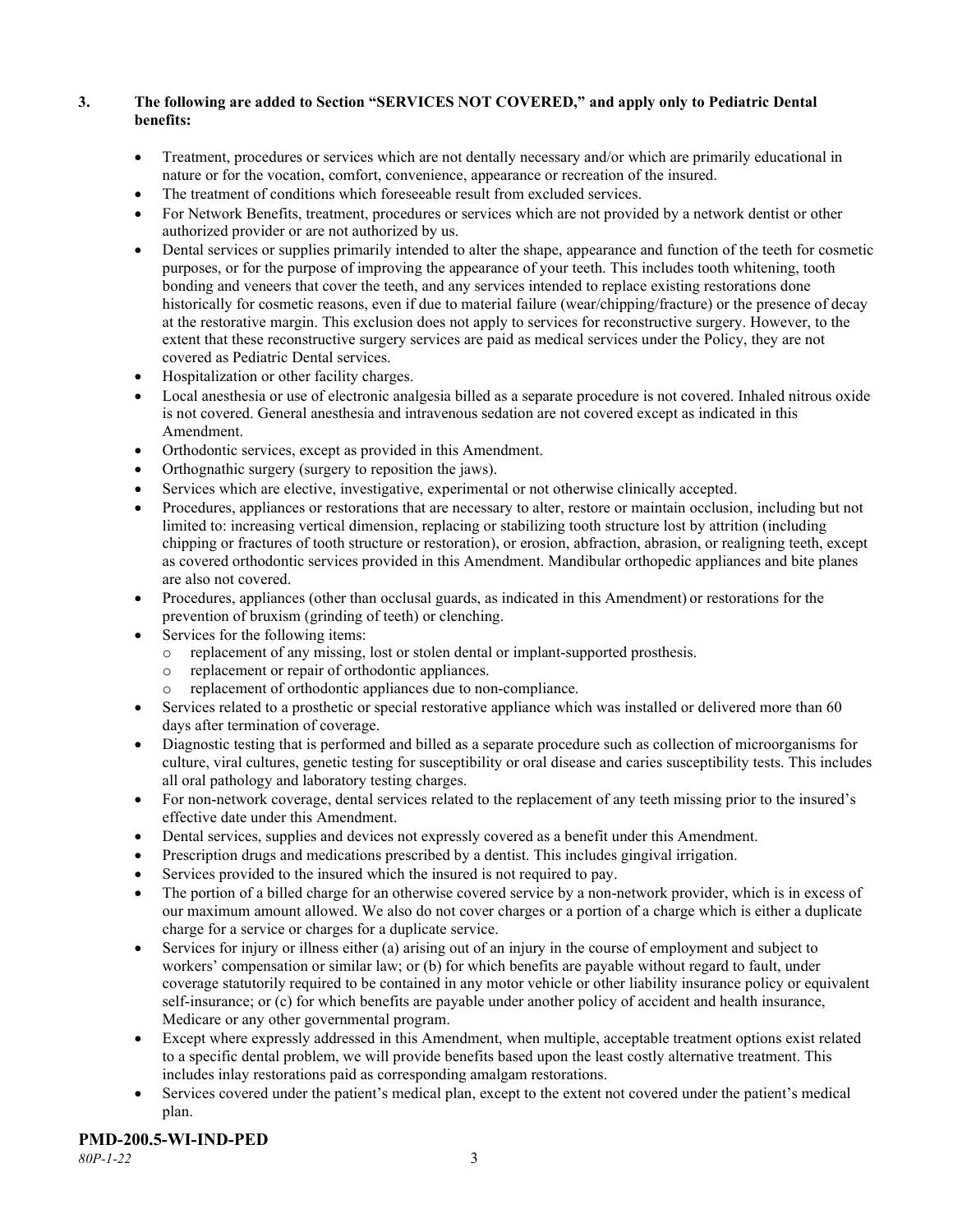**3. The following are added to Section "SERVICES NOT COVERED," and apply only to Pediatric Dental benefits:**

- Treatment, procedures or services which are not dentally necessary and/or which are primarily educational in nature or for the vocation, comfort, convenience, appearance or recreation of the insured.
- The treatment of conditions which foreseeable result from excluded services.
- For Network Benefits, treatment, procedures or services which are not provided by a network dentist or other authorized provider or are not authorized by us.
- Dental services or supplies primarily intended to alter the shape, appearance and function of the teeth for cosmetic purposes, or for the purpose of improving the appearance of your teeth. This includes tooth whitening, tooth bonding and veneers that cover the teeth, and any services intended to replace existing restorations done historically for cosmetic reasons, even if due to material failure (wear/chipping/fracture) or the presence of decay at the restorative margin. This exclusion does not apply to services for reconstructive surgery. However, to the extent that these reconstructive surgery services are paid as medical services under the Policy, they are not covered as Pediatric Dental services.
- Hospitalization or other facility charges.
- Local anesthesia or use of electronic analgesia billed as a separate procedure is not covered. Inhaled nitrous oxide is not covered. General anesthesia and intravenous sedation are not covered except as indicated in this Amendment.
- Orthodontic services, except as provided in this Amendment.
- Orthognathic surgery (surgery to reposition the jaws).
- Services which are elective, investigative, experimental or not otherwise clinically accepted.
- Procedures, appliances or restorations that are necessary to alter, restore or maintain occlusion, including but not limited to: increasing vertical dimension, replacing or stabilizing tooth structure lost by attrition (including chipping or fractures of tooth structure or restoration), or erosion, abfraction, abrasion, or realigning teeth, except as covered orthodontic services provided in this Amendment. Mandibular orthopedic appliances and bite planes are also not covered.
- Procedures, appliances (other than occlusal guards, as indicated in this Amendment) or restorations for the prevention of bruxism (grinding of teeth) or clenching.
- Services for the following items:
  - replacement of any missing, lost or stolen dental or implant-supported prosthesis.
  - replacement or repair of orthodontic appliances.
  - replacement of orthodontic appliances due to non-compliance.
- Services related to a prosthetic or special restorative appliance which was installed or delivered more than 60 days after termination of coverage.
- Diagnostic testing that is performed and billed as a separate procedure such as collection of microorganisms for culture, viral cultures, genetic testing for susceptibility or oral disease and caries susceptibility tests. This includes all oral pathology and laboratory testing charges.
- For non-network coverage, dental services related to the replacement of any teeth missing prior to the insured's effective date under this Amendment.
- Dental services, supplies and devices not expressly covered as a benefit under this Amendment.
- Prescription drugs and medications prescribed by a dentist. This includes gingival irrigation.
- Services provided to the insured which the insured is not required to pay.
- The portion of a billed charge for an otherwise covered service by a non-network provider, which is in excess of our maximum amount allowed. We also do not cover charges or a portion of a charge which is either a duplicate charge for a service or charges for a duplicate service.
- Services for injury or illness either (a) arising out of an injury in the course of employment and subject to workers' compensation or similar law; or (b) for which benefits are payable without regard to fault, under coverage statutorily required to be contained in any motor vehicle or other liability insurance policy or equivalent self-insurance; or (c) for which benefits are payable under another policy of accident and health insurance, Medicare or any other governmental program.
- Except where expressly addressed in this Amendment, when multiple, acceptable treatment options exist related to a specific dental problem, we will provide benefits based upon the least costly alternative treatment. This includes inlay restorations paid as corresponding amalgam restorations.
- Services covered under the patient's medical plan, except to the extent not covered under the patient's medical plan.

**PMD-200.5-WI-IND-PED**
*80P-1-22*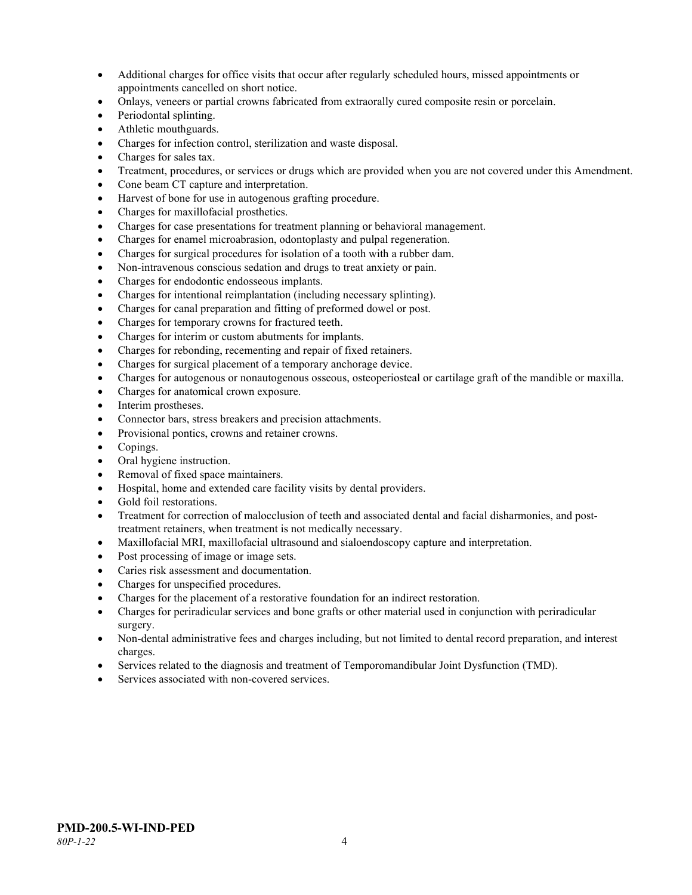- Additional charges for office visits that occur after regularly scheduled hours, missed appointments or appointments cancelled on short notice.
- Onlays, veneers or partial crowns fabricated from extraorally cured composite resin or porcelain.
- Periodontal splinting.
- Athletic mouthguards.
- Charges for infection control, sterilization and waste disposal.
- Charges for sales tax.
- Treatment, procedures, or services or drugs which are provided when you are not covered under this Amendment.
- Cone beam CT capture and interpretation.
- Harvest of bone for use in autogenous grafting procedure.
- Charges for maxillofacial prosthetics.
- Charges for case presentations for treatment planning or behavioral management.
- Charges for enamel microabrasion, odontoplasty and pulpal regeneration.
- Charges for surgical procedures for isolation of a tooth with a rubber dam.
- Non-intravenous conscious sedation and drugs to treat anxiety or pain.
- Charges for endodontic endosseous implants.
- Charges for intentional reimplantation (including necessary splinting).
- Charges for canal preparation and fitting of preformed dowel or post.
- Charges for temporary crowns for fractured teeth.
- Charges for interim or custom abutments for implants.
- Charges for rebonding, recementing and repair of fixed retainers.
- Charges for surgical placement of a temporary anchorage device.
- Charges for autogenous or nonautogenous osseous, osteoperiosteal or cartilage graft of the mandible or maxilla.
- Charges for anatomical crown exposure.
- Interim prostheses.
- Connector bars, stress breakers and precision attachments.
- Provisional pontics, crowns and retainer crowns.
- Copings.
- Oral hygiene instruction.
- Removal of fixed space maintainers.
- Hospital, home and extended care facility visits by dental providers.
- Gold foil restorations.
- Treatment for correction of malocclusion of teeth and associated dental and facial disharmonies, and post-treatment retainers, when treatment is not medically necessary.
- Maxillofacial MRI, maxillofacial ultrasound and sialoendoscopy capture and interpretation.
- Post processing of image or image sets.
- Caries risk assessment and documentation.
- Charges for unspecified procedures.
- Charges for the placement of a restorative foundation for an indirect restoration.
- Charges for periradicular services and bone grafts or other material used in conjunction with periradicular surgery.
- Non-dental administrative fees and charges including, but not limited to dental record preparation, and interest charges.
- Services related to the diagnosis and treatment of Temporomandibular Joint Dysfunction (TMD).
- Services associated with non-covered services.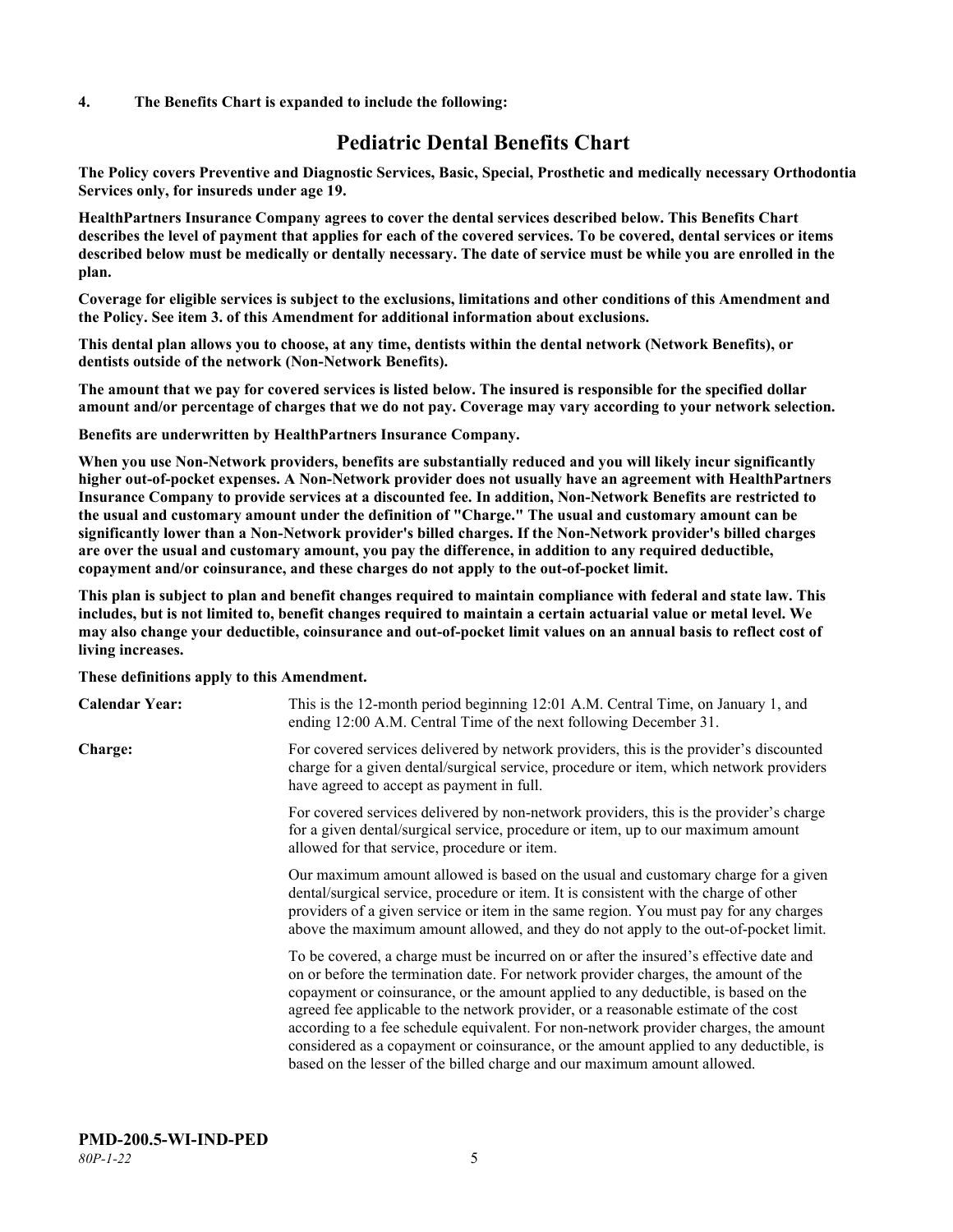**4. The Benefits Chart is expanded to include the following:**

# Pediatric Dental Benefits Chart

**The Policy covers Preventive and Diagnostic Services, Basic, Special, Prosthetic and medically necessary Orthodontia Services only, for insureds under age 19.**

**HealthPartners Insurance Company agrees to cover the dental services described below. This Benefits Chart describes the level of payment that applies for each of the covered services. To be covered, dental services or items described below must be medically or dentally necessary. The date of service must be while you are enrolled in the plan.**

**Coverage for eligible services is subject to the exclusions, limitations and other conditions of this Amendment and the Policy. See item 3. of this Amendment for additional information about exclusions.**

**This dental plan allows you to choose, at any time, dentists within the dental network (Network Benefits), or dentists outside of the network (Non-Network Benefits).**

**The amount that we pay for covered services is listed below. The insured is responsible for the specified dollar amount and/or percentage of charges that we do not pay. Coverage may vary according to your network selection.**

**Benefits are underwritten by HealthPartners Insurance Company.**

**When you use Non-Network providers, benefits are substantially reduced and you will likely incur significantly higher out-of-pocket expenses. A Non-Network provider does not usually have an agreement with HealthPartners Insurance Company to provide services at a discounted fee. In addition, Non-Network Benefits are restricted to the usual and customary amount under the definition of "Charge." The usual and customary amount can be significantly lower than a Non-Network provider's billed charges. If the Non-Network provider's billed charges are over the usual and customary amount, you pay the difference, in addition to any required deductible, copayment and/or coinsurance, and these charges do not apply to the out-of-pocket limit.**

**This plan is subject to plan and benefit changes required to maintain compliance with federal and state law. This includes, but is not limited to, benefit changes required to maintain a certain actuarial value or metal level. We may also change your deductible, coinsurance and out-of-pocket limit values on an annual basis to reflect cost of living increases.**

**These definitions apply to this Amendment.**

**Calendar Year:** This is the 12-month period beginning 12:01 A.M. Central Time, on January 1, and ending 12:00 A.M. Central Time of the next following December 31.

**Charge:** For covered services delivered by network providers, this is the provider's discounted charge for a given dental/surgical service, procedure or item, which network providers have agreed to accept as payment in full.

For covered services delivered by non-network providers, this is the provider's charge for a given dental/surgical service, procedure or item, up to our maximum amount allowed for that service, procedure or item.

Our maximum amount allowed is based on the usual and customary charge for a given dental/surgical service, procedure or item. It is consistent with the charge of other providers of a given service or item in the same region. You must pay for any charges above the maximum amount allowed, and they do not apply to the out-of-pocket limit.

To be covered, a charge must be incurred on or after the insured's effective date and on or before the termination date. For network provider charges, the amount of the copayment or coinsurance, or the amount applied to any deductible, is based on the agreed fee applicable to the network provider, or a reasonable estimate of the cost according to a fee schedule equivalent. For non-network provider charges, the amount considered as a copayment or coinsurance, or the amount applied to any deductible, is based on the lesser of the billed charge and our maximum amount allowed.

**PMD-200.5-WI-IND-PED**
*80P-1-22*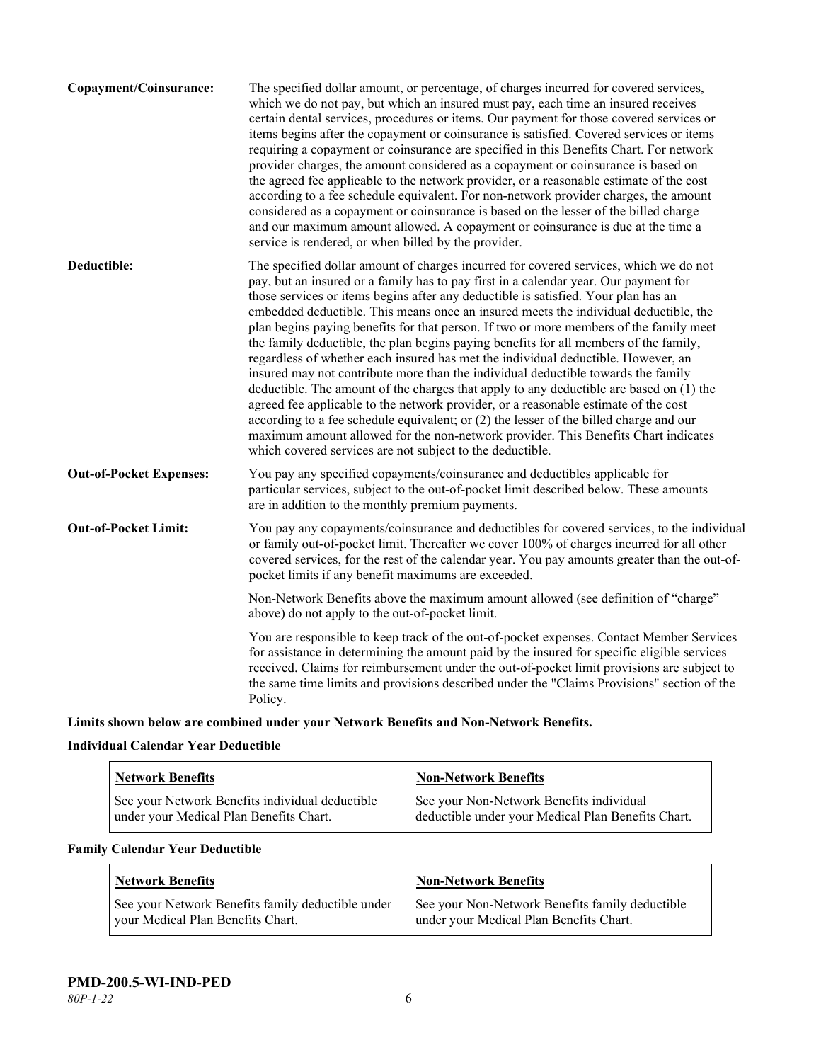**Copayment/Coinsurance:** The specified dollar amount, or percentage, of charges incurred for covered services, which we do not pay, but which an insured must pay, each time an insured receives certain dental services, procedures or items. Our payment for those covered services or items begins after the copayment or coinsurance is satisfied. Covered services or items requiring a copayment or coinsurance are specified in this Benefits Chart. For network provider charges, the amount considered as a copayment or coinsurance is based on the agreed fee applicable to the network provider, or a reasonable estimate of the cost according to a fee schedule equivalent. For non-network provider charges, the amount considered as a copayment or coinsurance is based on the lesser of the billed charge and our maximum amount allowed. A copayment or coinsurance is due at the time a service is rendered, or when billed by the provider.

**Deductible:** The specified dollar amount of charges incurred for covered services, which we do not pay, but an insured or a family has to pay first in a calendar year. Our payment for those services or items begins after any deductible is satisfied. Your plan has an embedded deductible. This means once an insured meets the individual deductible, the plan begins paying benefits for that person. If two or more members of the family meet the family deductible, the plan begins paying benefits for all members of the family, regardless of whether each insured has met the individual deductible. However, an insured may not contribute more than the individual deductible towards the family deductible. The amount of the charges that apply to any deductible are based on (1) the agreed fee applicable to the network provider, or a reasonable estimate of the cost according to a fee schedule equivalent; or (2) the lesser of the billed charge and our maximum amount allowed for the non-network provider. This Benefits Chart indicates which covered services are not subject to the deductible.

**Out-of-Pocket Expenses:** You pay any specified copayments/coinsurance and deductibles applicable for particular services, subject to the out-of-pocket limit described below. These amounts are in addition to the monthly premium payments.

**Out-of-Pocket Limit:** You pay any copayments/coinsurance and deductibles for covered services, to the individual or family out-of-pocket limit. Thereafter we cover 100% of charges incurred for all other covered services, for the rest of the calendar year. You pay amounts greater than the out-of-pocket limits if any benefit maximums are exceeded.

Non-Network Benefits above the maximum amount allowed (see definition of "charge" above) do not apply to the out-of-pocket limit.

You are responsible to keep track of the out-of-pocket expenses. Contact Member Services for assistance in determining the amount paid by the insured for specific eligible services received. Claims for reimbursement under the out-of-pocket limit provisions are subject to the same time limits and provisions described under the "Claims Provisions" section of the Policy.

**Limits shown below are combined under your Network Benefits and Non-Network Benefits.**

**Individual Calendar Year Deductible**

| Network Benefits | Non-Network Benefits |
|---|---|
| See your Network Benefits individual deductible under your Medical Plan Benefits Chart. | See your Non-Network Benefits individual deductible under your Medical Plan Benefits Chart. |

**Family Calendar Year Deductible**

| Network Benefits | Non-Network Benefits |
|---|---|
| See your Network Benefits family deductible under your Medical Plan Benefits Chart. | See your Non-Network Benefits family deductible under your Medical Plan Benefits Chart. |

**PMD-200.5-WI-IND-PED**
*80P-1-22*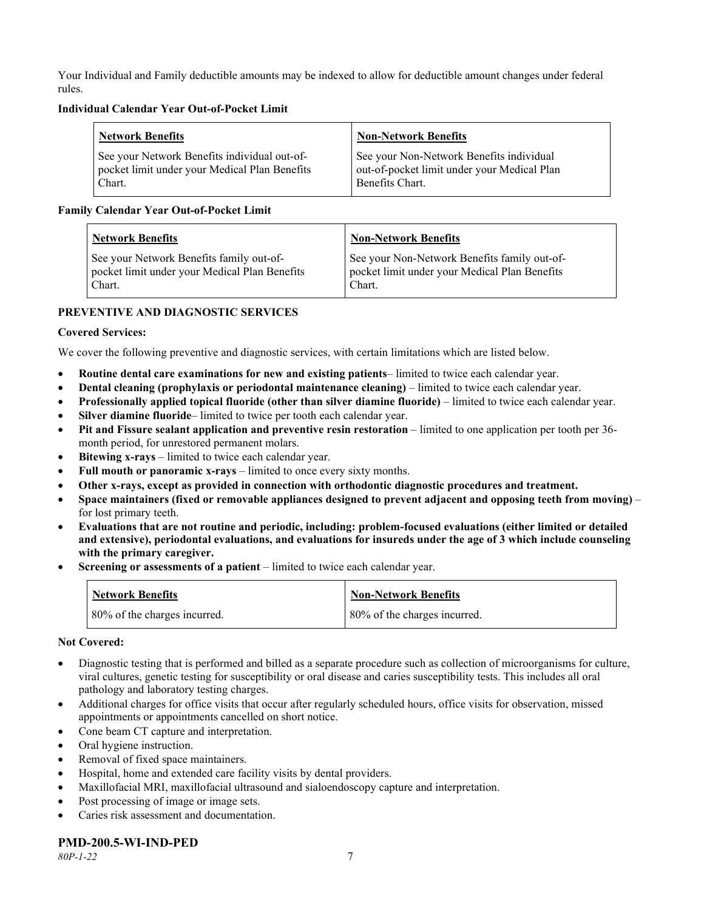Your Individual and Family deductible amounts may be indexed to allow for deductible amount changes under federal rules.

**Individual Calendar Year Out-of-Pocket Limit**

| Network Benefits | Non-Network Benefits |
|---|---|
| See your Network Benefits individual out-of-pocket limit under your Medical Plan Benefits Chart. | See your Non-Network Benefits individual out-of-pocket limit under your Medical Plan Benefits Chart. |

**Family Calendar Year Out-of-Pocket Limit**

| Network Benefits | Non-Network Benefits |
|---|---|
| See your Network Benefits family out-of-pocket limit under your Medical Plan Benefits Chart. | See your Non-Network Benefits family out-of-pocket limit under your Medical Plan Benefits Chart. |

**PREVENTIVE AND DIAGNOSTIC SERVICES**

**Covered Services:**

We cover the following preventive and diagnostic services, with certain limitations which are listed below.

- **Routine dental care examinations for new and existing patients**– limited to twice each calendar year.
- **Dental cleaning (prophylaxis or periodontal maintenance cleaning)** – limited to twice each calendar year.
- **Professionally applied topical fluoride (other than silver diamine fluoride)** – limited to twice each calendar year.
- **Silver diamine fluoride**– limited to twice per tooth each calendar year.
- **Pit and Fissure sealant application and preventive resin restoration** – limited to one application per tooth per 36-month period, for unrestored permanent molars.
- **Bitewing x-rays** – limited to twice each calendar year.
- **Full mouth or panoramic x-rays** – limited to once every sixty months.
- **Other x-rays, except as provided in connection with orthodontic diagnostic procedures and treatment.**
- **Space maintainers (fixed or removable appliances designed to prevent adjacent and opposing teeth from moving)** – for lost primary teeth.
- **Evaluations that are not routine and periodic, including: problem-focused evaluations (either limited or detailed and extensive), periodontal evaluations, and evaluations for insureds under the age of 3 which include counseling with the primary caregiver.**
- **Screening or assessments of a patient** – limited to twice each calendar year.

| Network Benefits | Non-Network Benefits |
|---|---|
| 80% of the charges incurred. | 80% of the charges incurred. |

**Not Covered:**

- Diagnostic testing that is performed and billed as a separate procedure such as collection of microorganisms for culture, viral cultures, genetic testing for susceptibility or oral disease and caries susceptibility tests. This includes all oral pathology and laboratory testing charges.
- Additional charges for office visits that occur after regularly scheduled hours, office visits for observation, missed appointments or appointments cancelled on short notice.
- Cone beam CT capture and interpretation.
- Oral hygiene instruction.
- Removal of fixed space maintainers.
- Hospital, home and extended care facility visits by dental providers.
- Maxillofacial MRI, maxillofacial ultrasound and sialoendoscopy capture and interpretation.
- Post processing of image or image sets.
- Caries risk assessment and documentation.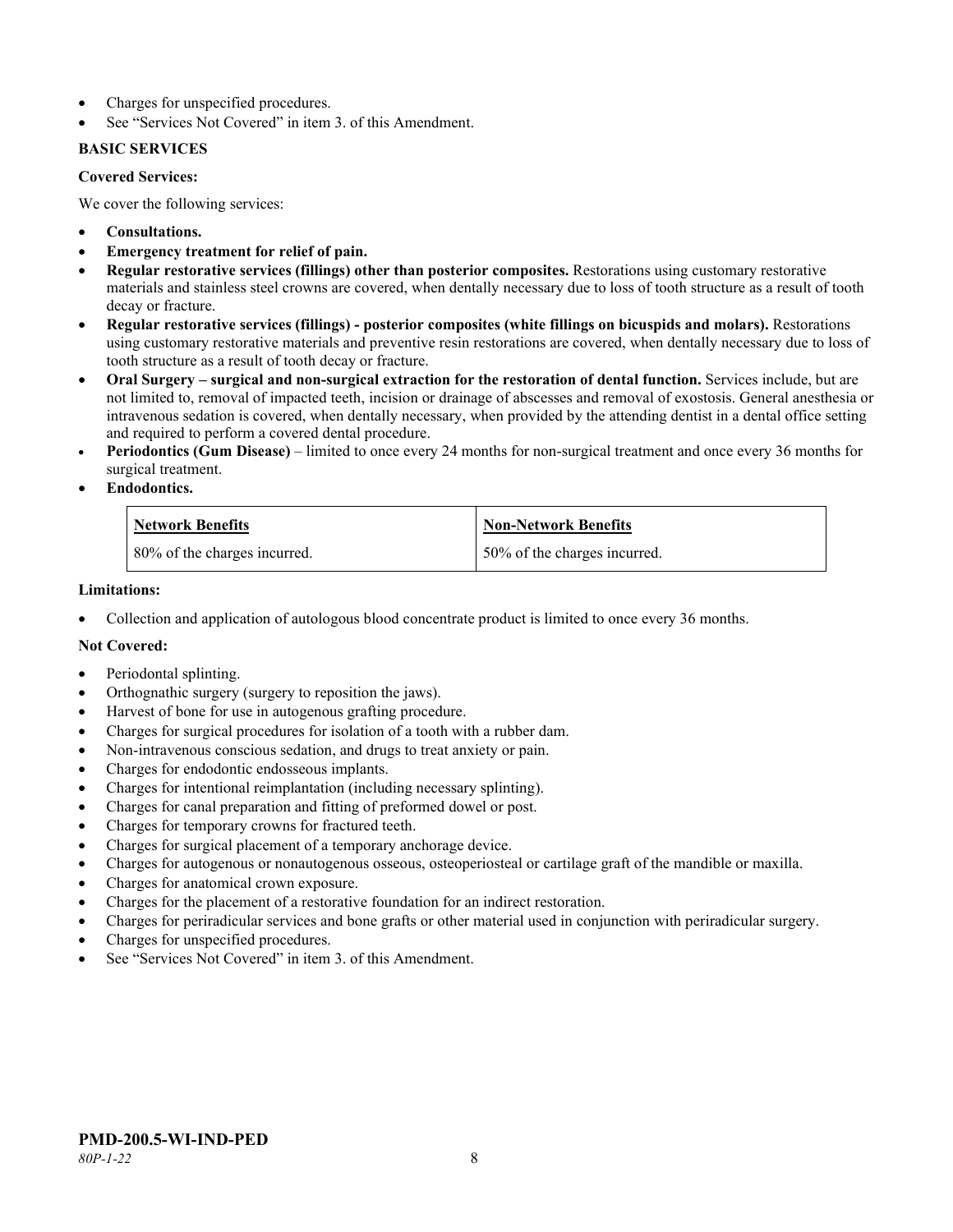- Charges for unspecified procedures.
- See "Services Not Covered" in item 3. of this Amendment.

**BASIC SERVICES**

**Covered Services:**

We cover the following services:

- **Consultations.**
- **Emergency treatment for relief of pain.**
- **Regular restorative services (fillings) other than posterior composites.** Restorations using customary restorative materials and stainless steel crowns are covered, when dentally necessary due to loss of tooth structure as a result of tooth decay or fracture.
- **Regular restorative services (fillings) - posterior composites (white fillings on bicuspids and molars).** Restorations using customary restorative materials and preventive resin restorations are covered, when dentally necessary due to loss of tooth structure as a result of tooth decay or fracture.
- **Oral Surgery – surgical and non-surgical extraction for the restoration of dental function.** Services include, but are not limited to, removal of impacted teeth, incision or drainage of abscesses and removal of exostosis. General anesthesia or intravenous sedation is covered, when dentally necessary, when provided by the attending dentist in a dental office setting and required to perform a covered dental procedure.
- **Periodontics (Gum Disease)** – limited to once every 24 months for non-surgical treatment and once every 36 months for surgical treatment.
- **Endodontics.**

| Network Benefits | Non-Network Benefits |
|---|---|
| 80% of the charges incurred. | 50% of the charges incurred. |

**Limitations:**

- Collection and application of autologous blood concentrate product is limited to once every 36 months.

**Not Covered:**

- Periodontal splinting.
- Orthognathic surgery (surgery to reposition the jaws).
- Harvest of bone for use in autogenous grafting procedure.
- Charges for surgical procedures for isolation of a tooth with a rubber dam.
- Non-intravenous conscious sedation, and drugs to treat anxiety or pain.
- Charges for endodontic endosseous implants.
- Charges for intentional reimplantation (including necessary splinting).
- Charges for canal preparation and fitting of preformed dowel or post.
- Charges for temporary crowns for fractured teeth.
- Charges for surgical placement of a temporary anchorage device.
- Charges for autogenous or nonautogenous osseous, osteoperiosteal or cartilage graft of the mandible or maxilla.
- Charges for anatomical crown exposure.
- Charges for the placement of a restorative foundation for an indirect restoration.
- Charges for periradicular services and bone grafts or other material used in conjunction with periradicular surgery.
- Charges for unspecified procedures.
- See "Services Not Covered" in item 3. of this Amendment.

**PMD-200.5-WI-IND-PED**
*80P-1-22*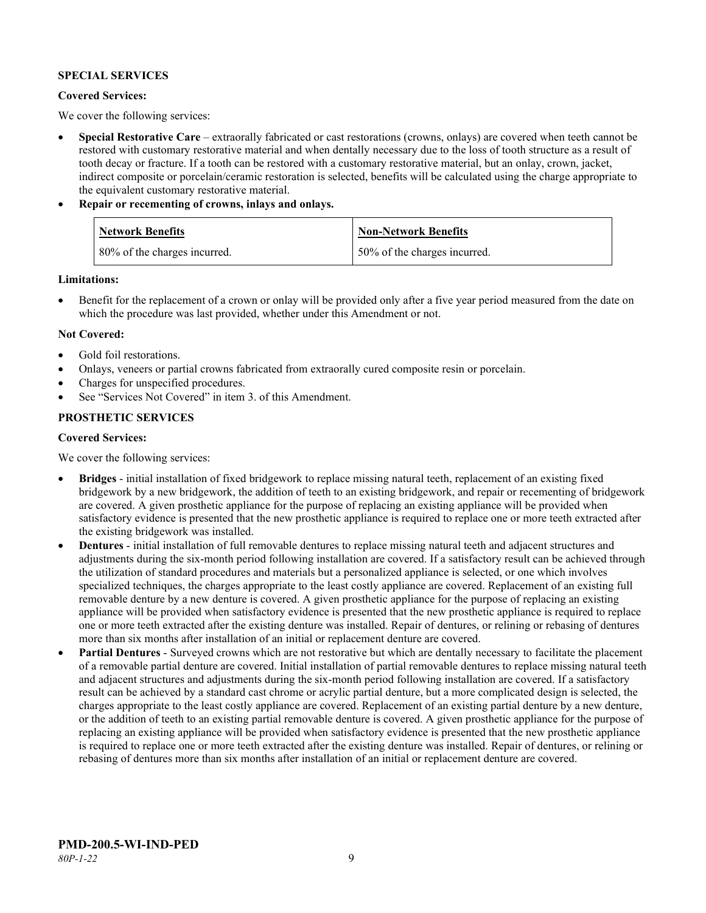**SPECIAL SERVICES**

**Covered Services:**

We cover the following services:

- **Special Restorative Care** – extraorally fabricated or cast restorations (crowns, onlays) are covered when teeth cannot be restored with customary restorative material and when dentally necessary due to the loss of tooth structure as a result of tooth decay or fracture. If a tooth can be restored with a customary restorative material, but an onlay, crown, jacket, indirect composite or porcelain/ceramic restoration is selected, benefits will be calculated using the charge appropriate to the equivalent customary restorative material.
- **Repair or recementing of crowns, inlays and onlays.**

| Network Benefits | Non-Network Benefits |
| --- | --- |
| 80% of the charges incurred. | 50% of the charges incurred. |

**Limitations:**

- Benefit for the replacement of a crown or onlay will be provided only after a five year period measured from the date on which the procedure was last provided, whether under this Amendment or not.

**Not Covered:**

- Gold foil restorations.
- Onlays, veneers or partial crowns fabricated from extraorally cured composite resin or porcelain.
- Charges for unspecified procedures.
- See "Services Not Covered" in item 3. of this Amendment.

**PROSTHETIC SERVICES**

**Covered Services:**

We cover the following services:

- **Bridges** - initial installation of fixed bridgework to replace missing natural teeth, replacement of an existing fixed bridgework by a new bridgework, the addition of teeth to an existing bridgework, and repair or recementing of bridgework are covered. A given prosthetic appliance for the purpose of replacing an existing appliance will be provided when satisfactory evidence is presented that the new prosthetic appliance is required to replace one or more teeth extracted after the existing bridgework was installed.
- **Dentures** - initial installation of full removable dentures to replace missing natural teeth and adjacent structures and adjustments during the six-month period following installation are covered. If a satisfactory result can be achieved through the utilization of standard procedures and materials but a personalized appliance is selected, or one which involves specialized techniques, the charges appropriate to the least costly appliance are covered. Replacement of an existing full removable denture by a new denture is covered. A given prosthetic appliance for the purpose of replacing an existing appliance will be provided when satisfactory evidence is presented that the new prosthetic appliance is required to replace one or more teeth extracted after the existing denture was installed. Repair of dentures, or relining or rebasing of dentures more than six months after installation of an initial or replacement denture are covered.
- **Partial Dentures** - Surveyed crowns which are not restorative but which are dentally necessary to facilitate the placement of a removable partial denture are covered. Initial installation of partial removable dentures to replace missing natural teeth and adjacent structures and adjustments during the six-month period following installation are covered. If a satisfactory result can be achieved by a standard cast chrome or acrylic partial denture, but a more complicated design is selected, the charges appropriate to the least costly appliance are covered. Replacement of an existing partial denture by a new denture, or the addition of teeth to an existing partial removable denture is covered. A given prosthetic appliance for the purpose of replacing an existing appliance will be provided when satisfactory evidence is presented that the new prosthetic appliance is required to replace one or more teeth extracted after the existing denture was installed. Repair of dentures, or relining or rebasing of dentures more than six months after installation of an initial or replacement denture are covered.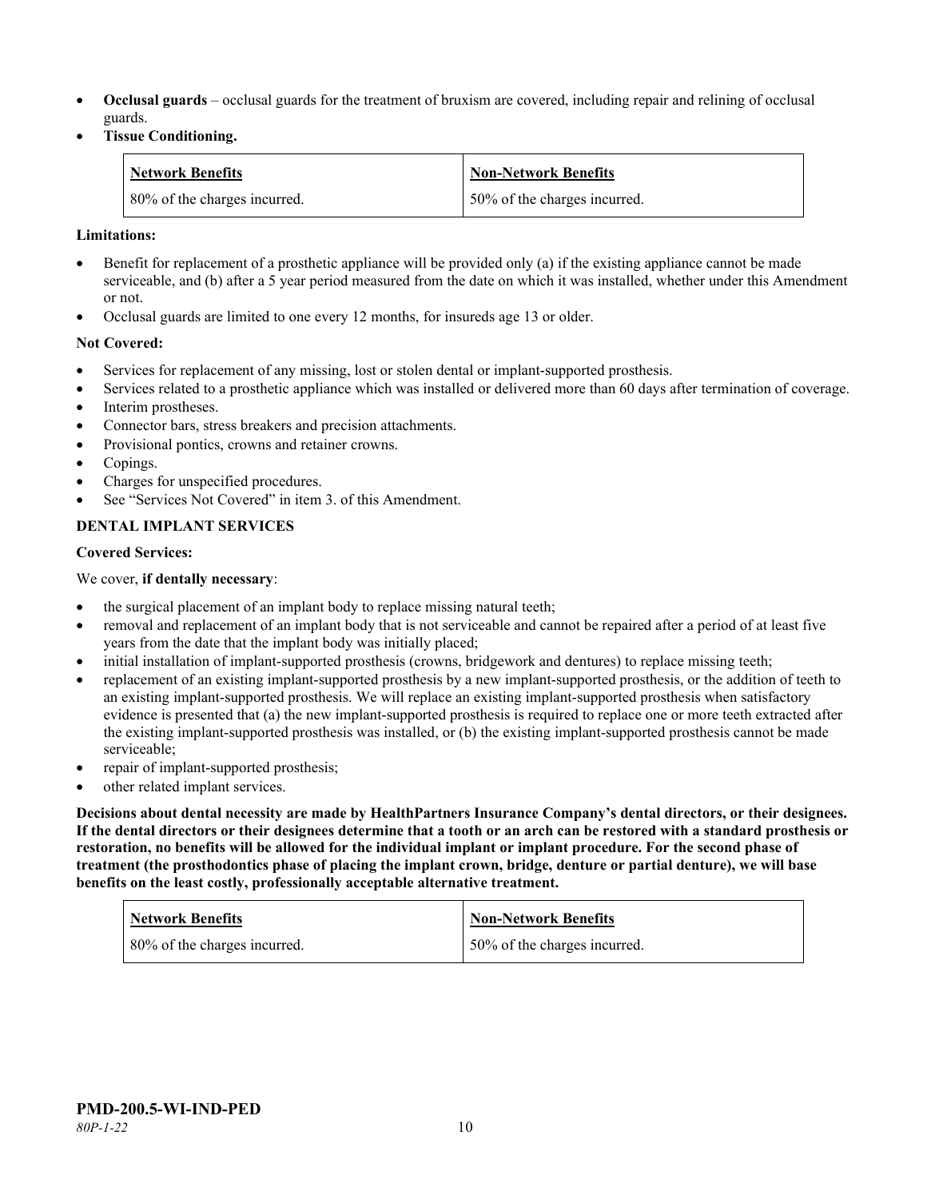- **Occlusal guards** – occlusal guards for the treatment of bruxism are covered, including repair and relining of occlusal guards.
- **Tissue Conditioning.**

| Network Benefits | Non-Network Benefits |
|---|---|
| 80% of the charges incurred. | 50% of the charges incurred. |

**Limitations:**

- Benefit for replacement of a prosthetic appliance will be provided only (a) if the existing appliance cannot be made serviceable, and (b) after a 5 year period measured from the date on which it was installed, whether under this Amendment or not.
- Occlusal guards are limited to one every 12 months, for insureds age 13 or older.

**Not Covered:**

- Services for replacement of any missing, lost or stolen dental or implant-supported prosthesis.
- Services related to a prosthetic appliance which was installed or delivered more than 60 days after termination of coverage.
- Interim prostheses.
- Connector bars, stress breakers and precision attachments.
- Provisional pontics, crowns and retainer crowns.
- Copings.
- Charges for unspecified procedures.
- See "Services Not Covered" in item 3. of this Amendment.

**DENTAL IMPLANT SERVICES**

**Covered Services:**

We cover, **if dentally necessary**:

- the surgical placement of an implant body to replace missing natural teeth;
- removal and replacement of an implant body that is not serviceable and cannot be repaired after a period of at least five years from the date that the implant body was initially placed;
- initial installation of implant-supported prosthesis (crowns, bridgework and dentures) to replace missing teeth;
- replacement of an existing implant-supported prosthesis by a new implant-supported prosthesis, or the addition of teeth to an existing implant-supported prosthesis. We will replace an existing implant-supported prosthesis when satisfactory evidence is presented that (a) the new implant-supported prosthesis is required to replace one or more teeth extracted after the existing implant-supported prosthesis was installed, or (b) the existing implant-supported prosthesis cannot be made serviceable;
- repair of implant-supported prosthesis;
- other related implant services.

**Decisions about dental necessity are made by HealthPartners Insurance Company's dental directors, or their designees. If the dental directors or their designees determine that a tooth or an arch can be restored with a standard prosthesis or restoration, no benefits will be allowed for the individual implant or implant procedure. For the second phase of treatment (the prosthodontics phase of placing the implant crown, bridge, denture or partial denture), we will base benefits on the least costly, professionally acceptable alternative treatment.**

| Network Benefits | Non-Network Benefits |
|---|---|
| 80% of the charges incurred. | 50% of the charges incurred. |

**PMD-200.5-WI-IND-PED**
*80P-1-22*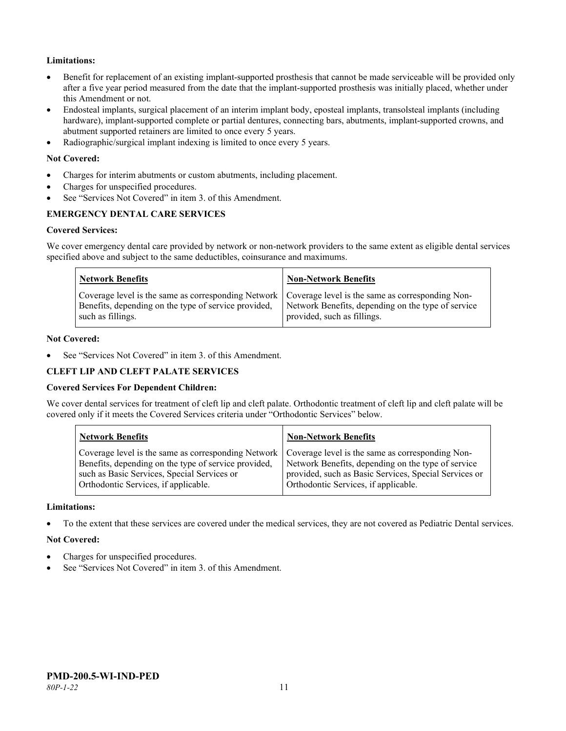**Limitations:**

- Benefit for replacement of an existing implant-supported prosthesis that cannot be made serviceable will be provided only after a five year period measured from the date that the implant-supported prosthesis was initially placed, whether under this Amendment or not.
- Endosteal implants, surgical placement of an interim implant body, eposteal implants, transolsteal implants (including hardware), implant-supported complete or partial dentures, connecting bars, abutments, implant-supported crowns, and abutment supported retainers are limited to once every 5 years.
- Radiographic/surgical implant indexing is limited to once every 5 years.

**Not Covered:**

- Charges for interim abutments or custom abutments, including placement.
- Charges for unspecified procedures.
- See "Services Not Covered" in item 3. of this Amendment.

**EMERGENCY DENTAL CARE SERVICES**

**Covered Services:**

We cover emergency dental care provided by network or non-network providers to the same extent as eligible dental services specified above and subject to the same deductibles, coinsurance and maximums.

| Network Benefits | Non-Network Benefits |
| --- | --- |
| Coverage level is the same as corresponding Network Benefits, depending on the type of service provided, such as fillings. | Coverage level is the same as corresponding Non-Network Benefits, depending on the type of service provided, such as fillings. |

**Not Covered:**

- See "Services Not Covered" in item 3. of this Amendment.

**CLEFT LIP AND CLEFT PALATE SERVICES**

**Covered Services For Dependent Children:**

We cover dental services for treatment of cleft lip and cleft palate. Orthodontic treatment of cleft lip and cleft palate will be covered only if it meets the Covered Services criteria under "Orthodontic Services" below.

| Network Benefits | Non-Network Benefits |
| --- | --- |
| Coverage level is the same as corresponding Network Benefits, depending on the type of service provided, such as Basic Services, Special Services or Orthodontic Services, if applicable. | Coverage level is the same as corresponding Non-Network Benefits, depending on the type of service provided, such as Basic Services, Special Services or Orthodontic Services, if applicable. |

**Limitations:**

- To the extent that these services are covered under the medical services, they are not covered as Pediatric Dental services.

**Not Covered:**

- Charges for unspecified procedures.
- See "Services Not Covered" in item 3. of this Amendment.

**PMD-200.5-WI-IND-PED**
*80P-1-22*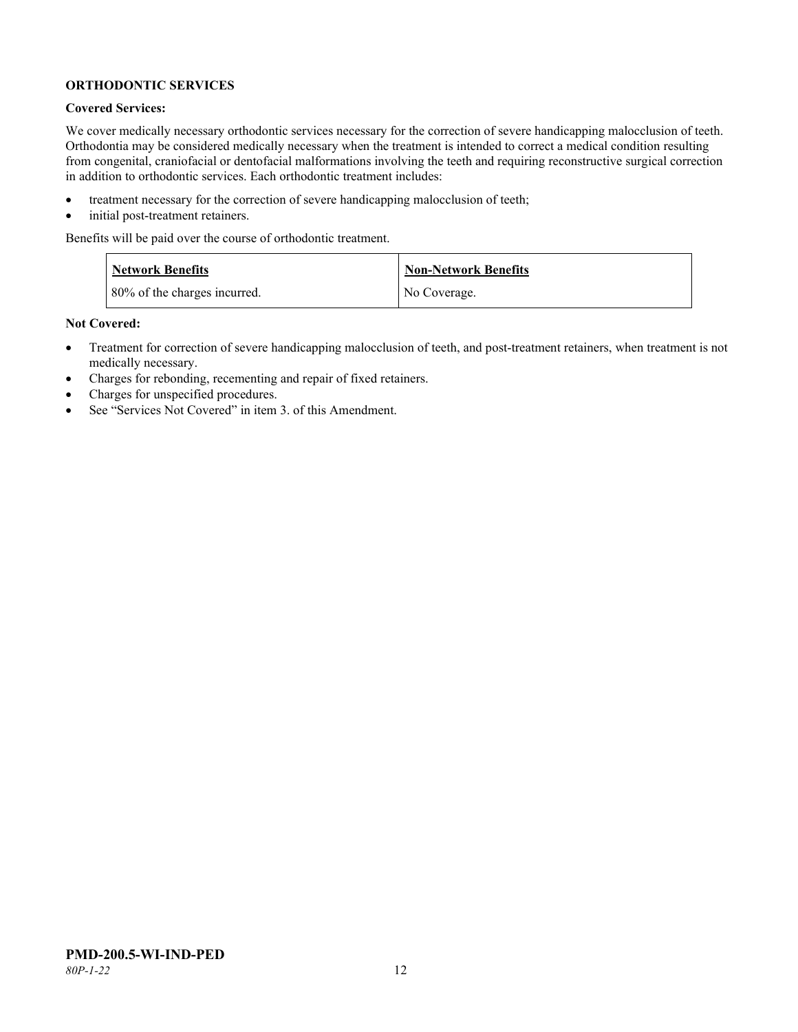**ORTHODONTIC SERVICES**

**Covered Services:**

We cover medically necessary orthodontic services necessary for the correction of severe handicapping malocclusion of teeth. Orthodontia may be considered medically necessary when the treatment is intended to correct a medical condition resulting from congenital, craniofacial or dentofacial malformations involving the teeth and requiring reconstructive surgical correction in addition to orthodontic services. Each orthodontic treatment includes:

- treatment necessary for the correction of severe handicapping malocclusion of teeth;
- initial post-treatment retainers.

Benefits will be paid over the course of orthodontic treatment.

| Network Benefits | Non-Network Benefits |
|---|---|
| 80% of the charges incurred. | No Coverage. |

**Not Covered:**

- Treatment for correction of severe handicapping malocclusion of teeth, and post-treatment retainers, when treatment is not medically necessary.
- Charges for rebonding, recementing and repair of fixed retainers.
- Charges for unspecified procedures.
- See "Services Not Covered" in item 3. of this Amendment.

**PMD-200.5-WI-IND-PED**
*80P-1-22*